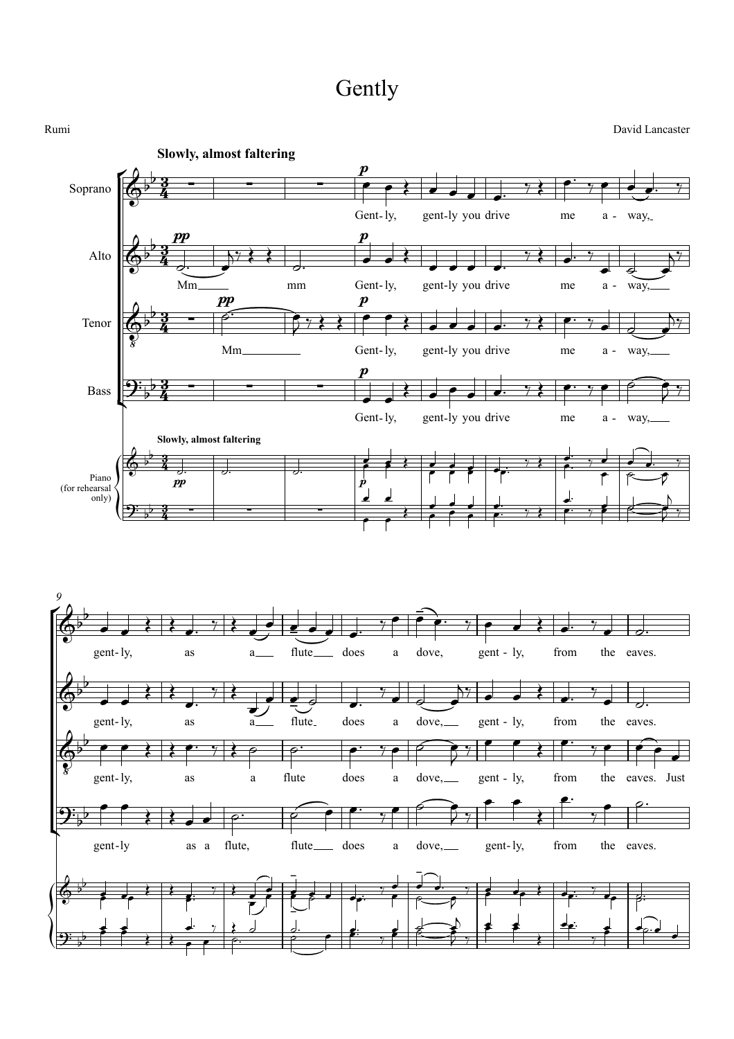# Gently

Rumi

David Lancaster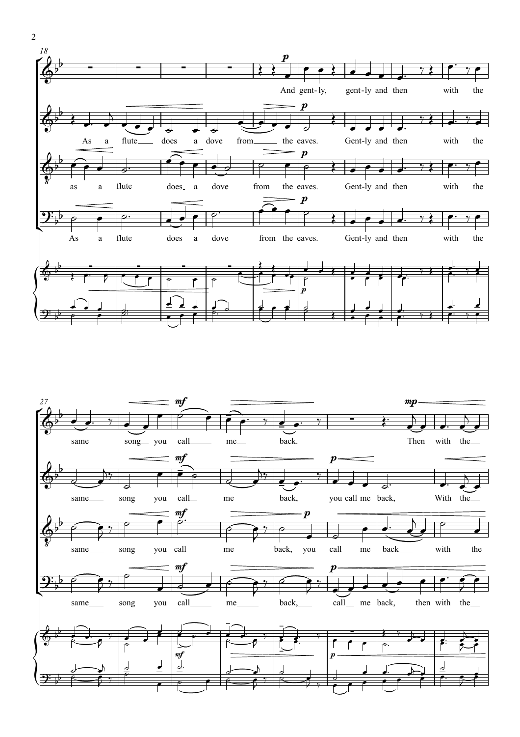18

And gent-ly, gent-ly and then with the

As a flute does a dove from the eaves. Gent-ly and then with the

as a flute does a dove from the eaves. Gent-ly and then with the

As a flute does a dove from the eaves. Gent-ly and then with the

27

same song you call me back. Then with the

same song you call me back, you call me back, With the

same song you call me back, you call me back with the

same song you call me back, call me back, then with the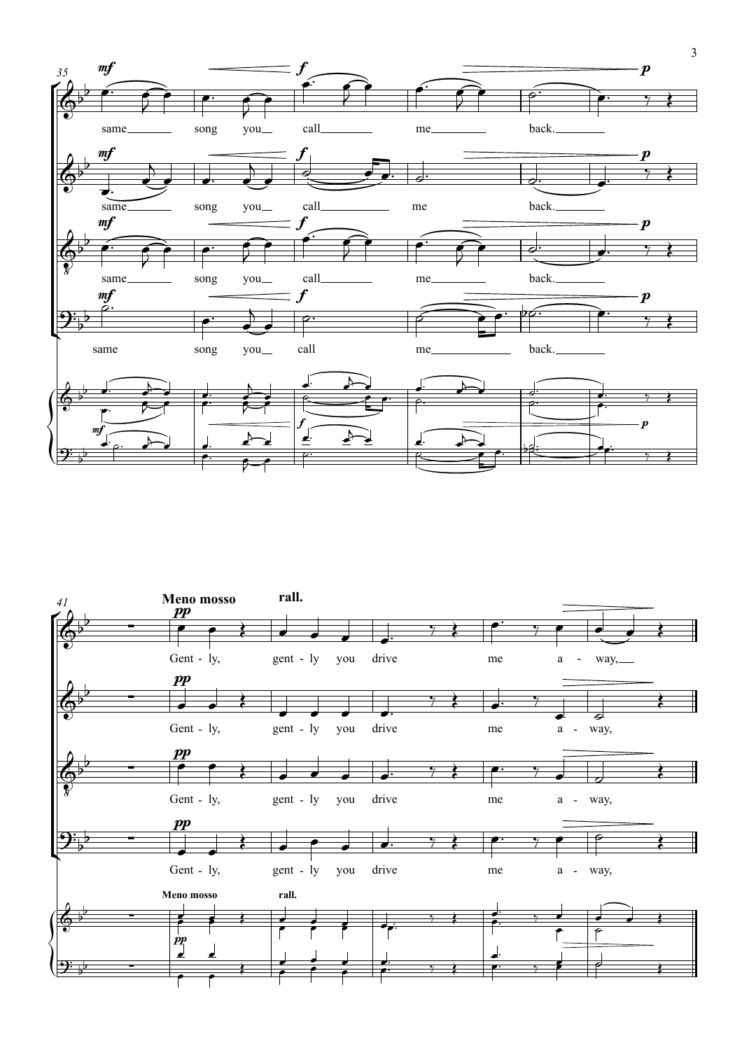same song you call me back.

Meno mosso rall.

Gent - ly, gent - ly you drive me a - way,